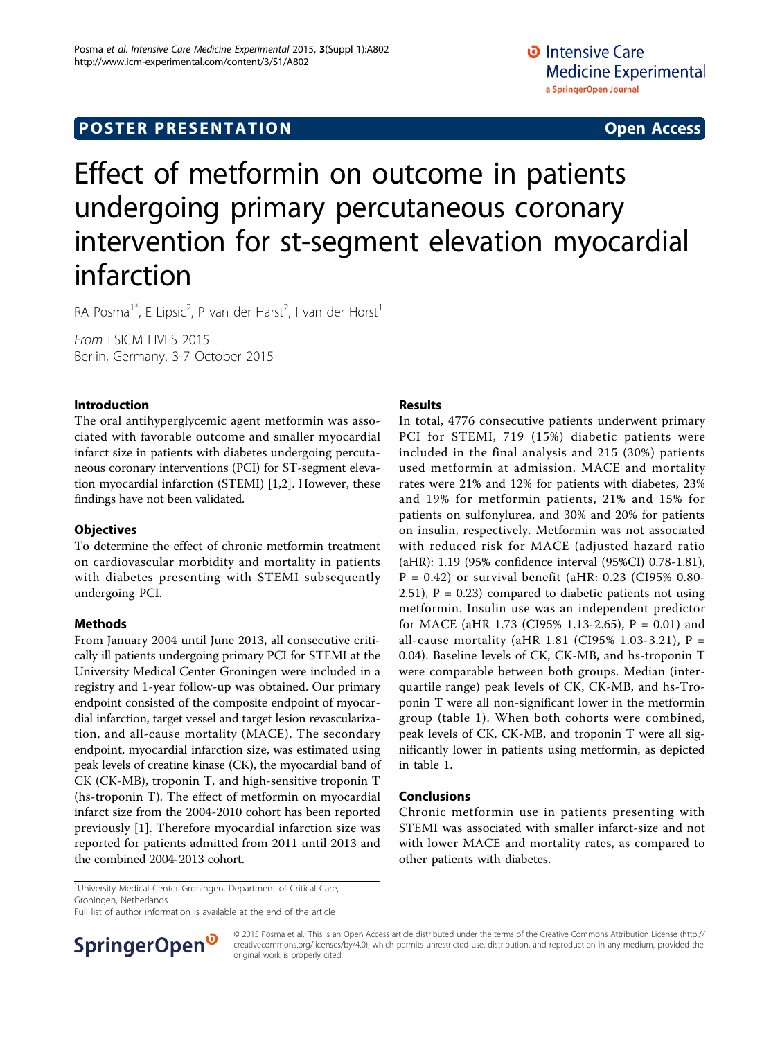POSTER PRESENTATION

Open Access

# Effect of metformin on outcome in patients undergoing primary percutaneous coronary intervention for st-segment elevation myocardial infarction

RA Posma[1*], E Lipsic[2], P van der Harst[2], I van der Horst[1]

*From* ESICM LIVES 2015
Berlin, Germany. 3-7 October 2015

## Introduction

The oral antihyperglycemic agent metformin was associated with favorable outcome and smaller myocardial infarct size in patients with diabetes undergoing percutaneous coronary interventions (PCI) for ST-segment elevation myocardial infarction (STEMI) [1,2]. However, these findings have not been validated.

## Objectives

To determine the effect of chronic metformin treatment on cardiovascular morbidity and mortality in patients with diabetes presenting with STEMI subsequently undergoing PCI.

## Methods

From January 2004 until June 2013, all consecutive critically ill patients undergoing primary PCI for STEMI at the University Medical Center Groningen were included in a registry and 1-year follow-up was obtained. Our primary endpoint consisted of the composite endpoint of myocardial infarction, target vessel and target lesion revascularization, and all-cause mortality (MACE). The secondary endpoint, myocardial infarction size, was estimated using peak levels of creatine kinase (CK), the myocardial band of CK (CK-MB), troponin T, and high-sensitive troponin T (hs-troponin T). The effect of metformin on myocardial infarct size from the 2004-2010 cohort has been reported previously [1]. Therefore myocardial infarction size was reported for patients admitted from 2011 until 2013 and the combined 2004-2013 cohort.

## Results

In total, 4776 consecutive patients underwent primary PCI for STEMI, 719 (15%) diabetic patients were included in the final analysis and 215 (30%) patients used metformin at admission. MACE and mortality rates were 21% and 12% for patients with diabetes, 23% and 19% for metformin patients, 21% and 15% for patients on sulfonylurea, and 30% and 20% for patients on insulin, respectively. Metformin was not associated with reduced risk for MACE (adjusted hazard ratio (aHR): 1.19 (95% confidence interval (95%CI) 0.78-1.81), P = 0.42) or survival benefit (aHR: 0.23 (CI95% 0.80-2.51), P = 0.23) compared to diabetic patients not using metformin. Insulin use was an independent predictor for MACE (aHR 1.73 (CI95% 1.13-2.65), P = 0.01) and all-cause mortality (aHR 1.81 (CI95% 1.03-3.21), P = 0.04). Baseline levels of CK, CK-MB, and hs-troponin T were comparable between both groups. Median (interquartile range) peak levels of CK, CK-MB, and hs-Troponin T were all non-significant lower in the metformin group (table 1). When both cohorts were combined, peak levels of CK, CK-MB, and troponin T were all significantly lower in patients using metformin, as depicted in table 1.

## Conclusions

Chronic metformin use in patients presenting with STEMI was associated with smaller infarct-size and not with lower MACE and mortality rates, as compared to other patients with diabetes.

[1]University Medical Center Groningen, Department of Critical Care, Groningen, Netherlands

Full list of author information is available at the end of the article

© 2015 Posma et al.; This is an Open Access article distributed under the terms of the Creative Commons Attribution License (http://creativecommons.org/licenses/by/4.0), which permits unrestricted use, distribution, and reproduction in any medium, provided the original work is properly cited.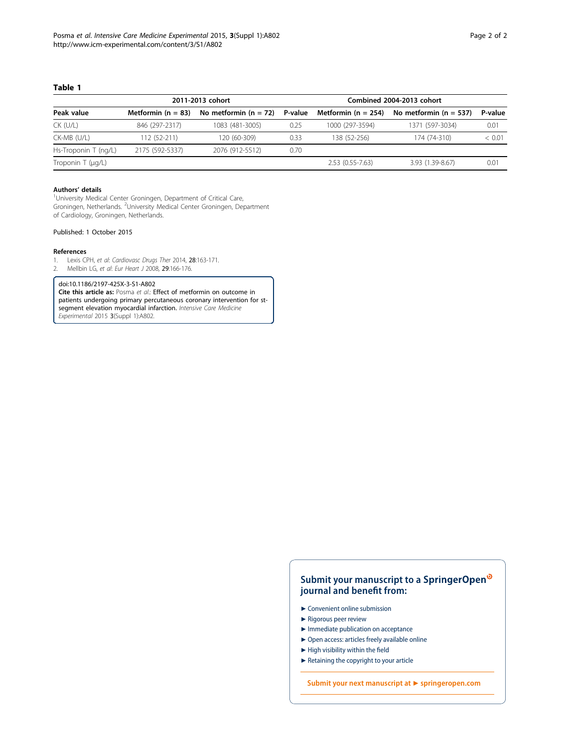**Table 1**

| | 2011-2013 cohort | | | Combined 2004-2013 cohort | | |
|---|---|---|---|---|---|---|
| Peak value | Metformin (n = 83) | No metformin (n = 72) | P-value | Metformin (n = 254) | No metformin (n = 537) | P-value |
| CK (U/L) | 846 (297-2317) | 1083 (481-3005) | 0.25 | 1000 (297-3594) | 1371 (597-3034) | 0.01 |
| CK-MB (U/L) | 112 (52-211) | 120 (60-309) | 0.33 | 138 (52-256) | 174 (74-310) | < 0.01 |
| Hs-Troponin T (ng/L) | 2175 (592-5337) | 2076 (912-5512) | 0.70 | | | |
| Troponin T (µg/L) | | | | 2.53 (0.55-7.63) | 3.93 (1.39-8.67) | 0.01 |

**Authors' details**

[1]University Medical Center Groningen, Department of Critical Care, Groningen, Netherlands. [2]University Medical Center Groningen, Department of Cardiology, Groningen, Netherlands.

Published: 1 October 2015

**References**

1. Lexis CPH, *et al*: *Cardiovasc Drugs Ther* 2014, **28**:163-171.
2. Mellbin LG, *et al*: *Eur Heart J* 2008, **29**:166-176.

doi:10.1186/2197-425X-3-S1-A802
**Cite this article as:** Posma *et al.*: Effect of metformin on outcome in patients undergoing primary percutaneous coronary intervention for st-segment elevation myocardial infarction. *Intensive Care Medicine Experimental* 2015 **3**(Suppl 1):A802.

**Submit your manuscript to a SpringerOpen journal and benefit from:**

- ► Convenient online submission
- ► Rigorous peer review
- ► Immediate publication on acceptance
- ► Open access: articles freely available online
- ► High visibility within the field
- ► Retaining the copyright to your article

**Submit your next manuscript at ► springeropen.com**